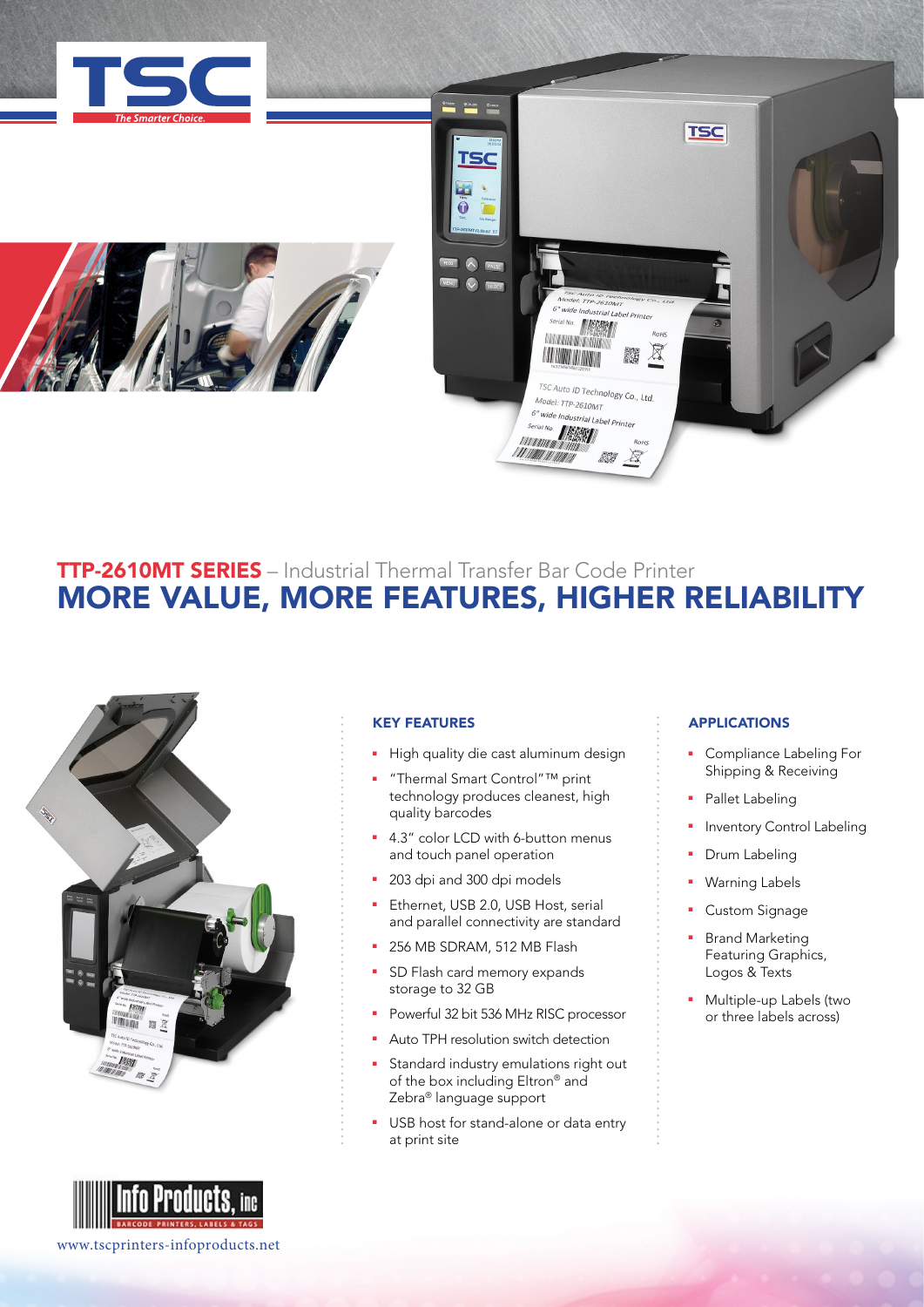TSC

*The Smarter Choice.*

# TTP-2610MT SERIES – Industrial Thermal Transfer Bar Code Printer

## MORE VALUE, MORE FEATURES, HIGHER RELIABILITY

### KEY FEATURES

- High quality die cast aluminum design
- "Thermal Smart Control"™ print technology produces cleanest, high quality barcodes
- 4.3" color LCD with 6-button menus and touch panel operation
- 203 dpi and 300 dpi models
- Ethernet, USB 2.0, USB Host, serial and parallel connectivity are standard
- 256 MB SDRAM, 512 MB Flash
- SD Flash card memory expands storage to 32 GB
- Powerful 32 bit 536 MHz RISC processor
- Auto TPH resolution switch detection
- Standard industry emulations right out of the box including Eltron® and Zebra® language support
- USB host for stand-alone or data entry at print site

### APPLICATIONS

- Compliance Labeling For Shipping & Receiving
- Pallet Labeling
- Inventory Control Labeling
- Drum Labeling
- Warning Labels
- Custom Signage
- Brand Marketing Featuring Graphics, Logos & Texts
- Multiple-up Labels (two or three labels across)

Info Products, inc

BARCODE PRINTERS, LABELS & TAGS

www.tscprinters-infoproducts.net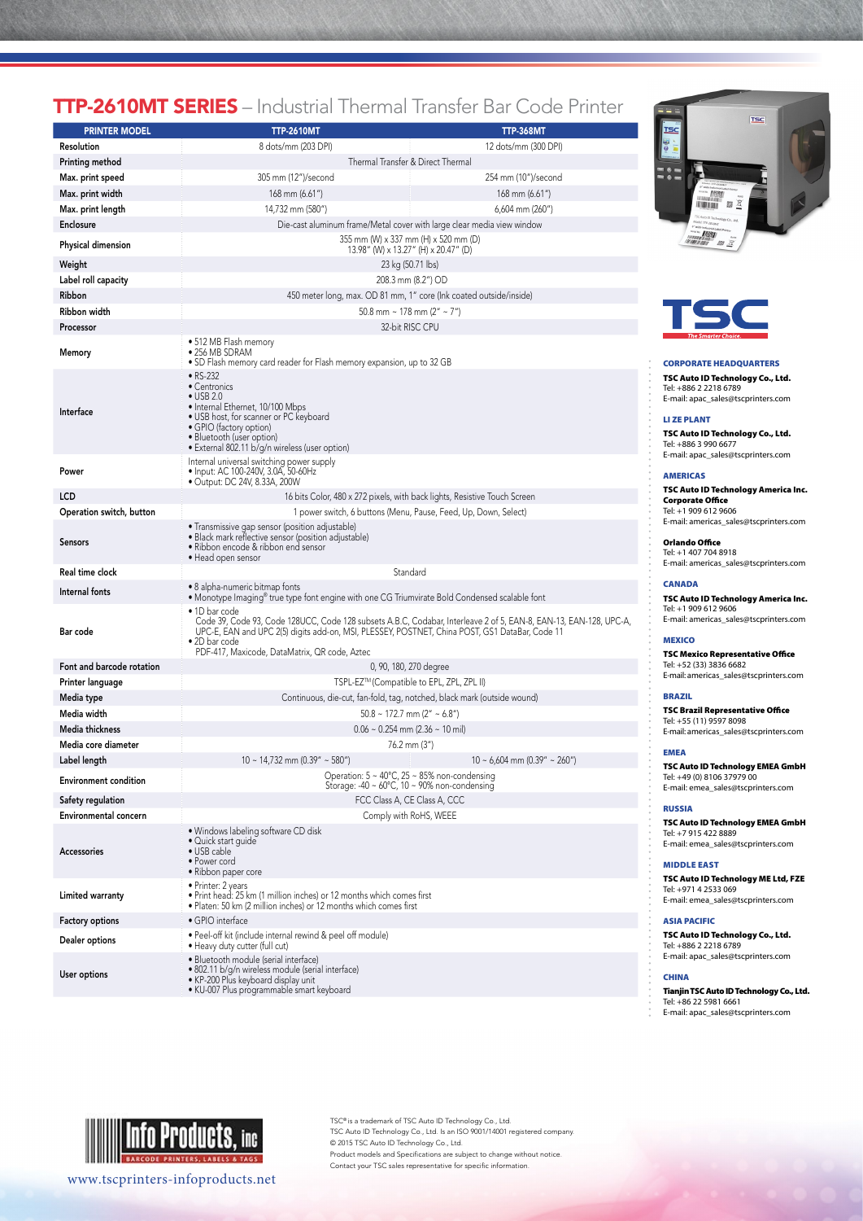# TTP-2610MT SERIES – Industrial Thermal Transfer Bar Code Printer

| PRINTER MODEL | TTP-2610MT | TTP-368MT |
|---|---|---|
| Resolution | 8 dots/mm (203 DPI) | 12 dots/mm (300 DPI) |
| Printing method | Thermal Transfer & Direct Thermal | |
| Max. print speed | 305 mm (12")/second | 254 mm (10")/second |
| Max. print width | 168 mm (6.61") | 168 mm (6.61") |
| Max. print length | 14,732 mm (580") | 6,604 mm (260") |
| Enclosure | Die-cast aluminum frame/Metal cover with large clear media view window | |
| Physical dimension | 355 mm (W) x 337 mm (H) x 520 mm (D)<br>13.98" (W) x 13.27" (H) x 20.47" (D) | |
| Weight | 23 kg (50.71 lbs) | |
| Label roll capacity | 208.3 mm (8.2") OD | |
| Ribbon | 450 meter long, max. OD 81 mm, 1" core (Ink coated outside/inside) | |
| Ribbon width | 50.8 mm ~ 178 mm (2" ~ 7") | |
| Processor | 32-bit RISC CPU | |
| Memory | • 512 MB Flash memory<br>• 256 MB SDRAM<br>• SD Flash memory card reader for Flash memory expansion, up to 32 GB | |
| Interface | • RS-232<br>• Centronics<br>• USB 2.0<br>• Internal Ethernet, 10/100 Mbps<br>• USB host, for scanner or PC keyboard<br>• GPIO (factory option)<br>• Bluetooth (user option)<br>• External 802.11 b/g/n wireless (user option) | |
| Power | Internal universal switching power supply<br>• Input: AC 100-240V, 3.0A, 50-60Hz<br>• Output: DC 24V, 8.33A, 200W | |
| LCD | 16 bits Color, 480 x 272 pixels, with back lights, Resistive Touch Screen | |
| Operation switch, button | 1 power switch, 6 buttons (Menu, Pause, Feed, Up, Down, Select) | |
| Sensors | • Transmissive gap sensor (position adjustable)<br>• Black mark reflective sensor (position adjustable)<br>• Ribbon encode & ribbon end sensor<br>• Head open sensor | |
| Real time clock | Standard | |
| Internal fonts | • 8 alpha-numeric bitmap fonts<br>• Monotype Imaging® true type font engine with one CG Triumvirate Bold Condensed scalable font | |
| Bar code | • 1D bar code<br>Code 39, Code 93, Code 128UCC, Code 128 subsets A.B.C, Codabar, Interleave 2 of 5, EAN-8, EAN-13, EAN-128, UPC-A, UPC-E, EAN and UPC 2(5) digits add-on, MSI, PLESSEY, POSTNET, China POST, GS1 DataBar, Code 11<br>• 2D bar code<br>PDF-417, Maxicode, DataMatrix, QR code, Aztec | |
| Font and barcode rotation | 0, 90, 180, 270 degree | |
| Printer language | TSPL-EZ™ (Compatible to EPL, ZPL, ZPL II) | |
| Media type | Continuous, die-cut, fan-fold, tag, notched, black mark (outside wound) | |
| Media width | 50.8 ~ 172.7 mm (2" ~ 6.8") | |
| Media thickness | 0.06 ~ 0.254 mm (2.36 ~ 10 mil) | |
| Media core diameter | 76.2 mm (3") | |
| Label length | 10 ~ 14,732 mm (0.39" ~ 580") | 10 ~ 6,604 mm (0.39" ~ 260") |
| Environment condition | Operation: 5 ~ 40°C, 25 ~ 85% non-condensing<br>Storage: -40 ~ 60°C, 10 ~ 90% non-condensing | |
| Safety regulation | FCC Class A, CE Class A, CCC | |
| Environmental concern | Comply with RoHS, WEEE | |
| Accessories | • Windows labeling software CD disk<br>• Quick start guide<br>• USB cable<br>• Power cord<br>• Ribbon paper core | |
| Limited warranty | • Printer: 2 years<br>• Print head: 25 km (1 million inches) or 12 months which comes first<br>• Platen: 50 km (2 million inches) or 12 months which comes first | |
| Factory options | • GPIO interface | |
| Dealer options | • Peel-off kit (include internal rewind & peel off module)<br>• Heavy duty cutter (full cut) | |
| User options | • Bluetooth module (serial interface)<br>• 802.11 b/g/n wireless module (serial interface)<br>• KP-200 Plus keyboard display unit<br>• KU-007 Plus programmable smart keyboard | |

TSC
The Smarter Choice.

**CORPORATE HEADQUARTERS**

**TSC Auto ID Technology Co., Ltd.**
Tel: +886 2 2218 6789
E-mail: apac_sales@tscprinters.com

**LI ZE PLANT**

**TSC Auto ID Technology Co., Ltd.**
Tel: +886 3 990 6677
E-mail: apac_sales@tscprinters.com

**AMERICAS**

**TSC Auto ID Technology America Inc. Corporate Office**
Tel: +1 909 612 9606
E-mail: americas_sales@tscprinters.com

**Orlando Office**
Tel: +1 407 704 8918
E-mail: americas_sales@tscprinters.com

**CANADA**

**TSC Auto ID Technology America Inc.**
Tel: +1 909 612 9606
E-mail: americas_sales@tscprinters.com

**MEXICO**

**TSC Mexico Representative Office**
Tel: +52 (33) 3836 6682
E-mail: americas_sales@tscprinters.com

**BRAZIL**

**TSC Brazil Representative Office**
Tel: +55 (11) 9597 8098
E-mail: americas_sales@tscprinters.com

**EMEA**

**TSC Auto ID Technology EMEA GmbH**
Tel: +49 (0) 8106 37979 00
E-mail: emea_sales@tscprinters.com

**RUSSIA**

**TSC Auto ID Technology EMEA GmbH**
Tel: +7 915 422 8889
E-mail: emea_sales@tscprinters.com

**MIDDLE EAST**

**TSC Auto ID Technology ME Ltd, FZE**
Tel: +971 4 2533 069
E-mail: emea_sales@tscprinters.com

**ASIA PACIFIC**

**TSC Auto ID Technology Co., Ltd.**
Tel: +886 2 2218 6789
E-mail: apac_sales@tscprinters.com

**CHINA**

**Tianjin TSC Auto ID Technology Co., Ltd.**
Tel: +86 22 5981 6661
E-mail: apac_sales@tscprinters.com

Info Products, inc
BARCODE PRINTERS, LABELS & TAGS
www.tscprinters-infoproducts.net

TSC® is a trademark of TSC Auto ID Technology Co., Ltd.
TSC Auto ID Technology Co., Ltd. Is an ISO 9001/14001 registered company.
© 2015 TSC Auto ID Technology Co., Ltd.
Product models and Specifications are subject to change without notice.
Contact your TSC sales representative for specific information.